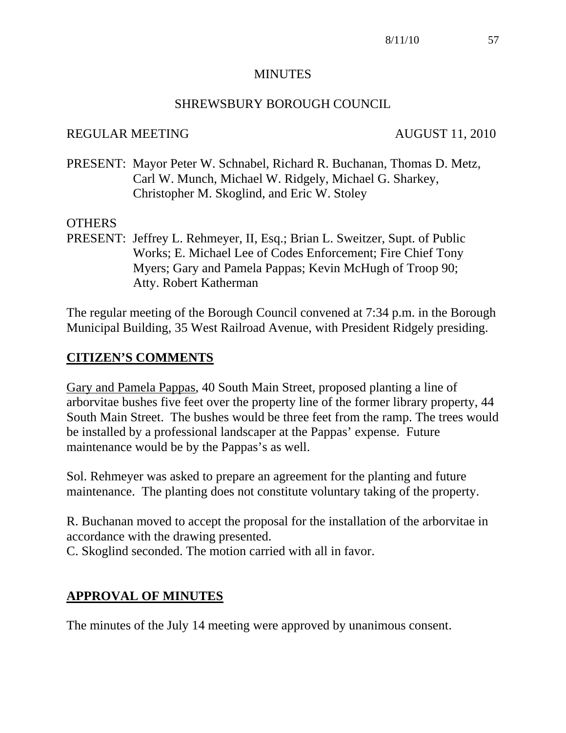# MINUTES

## SHREWSBURY BOROUGH COUNCIL

REGULAR MEETING AUGUST 11, 2010

PRESENT: Mayor Peter W. Schnabel, Richard R. Buchanan, Thomas D. Metz, Carl W. Munch, Michael W. Ridgely, Michael G. Sharkey, Christopher M. Skoglind, and Eric W. Stoley

OTHERS

PRESENT: Jeffrey L. Rehmeyer, II, Esq.; Brian L. Sweitzer, Supt. of Public Works; E. Michael Lee of Codes Enforcement; Fire Chief Tony Myers; Gary and Pamela Pappas; Kevin McHugh of Troop 90; Atty. Robert Katherman

The regular meeting of the Borough Council convened at 7:34 p.m. in the Borough Municipal Building, 35 West Railroad Avenue, with President Ridgely presiding.

## CITIZEN'S COMMENTS

Gary and Pamela Pappas, 40 South Main Street, proposed planting a line of arborvitae bushes five feet over the property line of the former library property, 44 South Main Street. The bushes would be three feet from the ramp. The trees would be installed by a professional landscaper at the Pappas' expense. Future maintenance would be by the Pappas's as well.

Sol. Rehmeyer was asked to prepare an agreement for the planting and future maintenance. The planting does not constitute voluntary taking of the property.

R. Buchanan moved to accept the proposal for the installation of the arborvitae in accordance with the drawing presented.
C. Skoglind seconded. The motion carried with all in favor.

## APPROVAL OF MINUTES

The minutes of the July 14 meeting were approved by unanimous consent.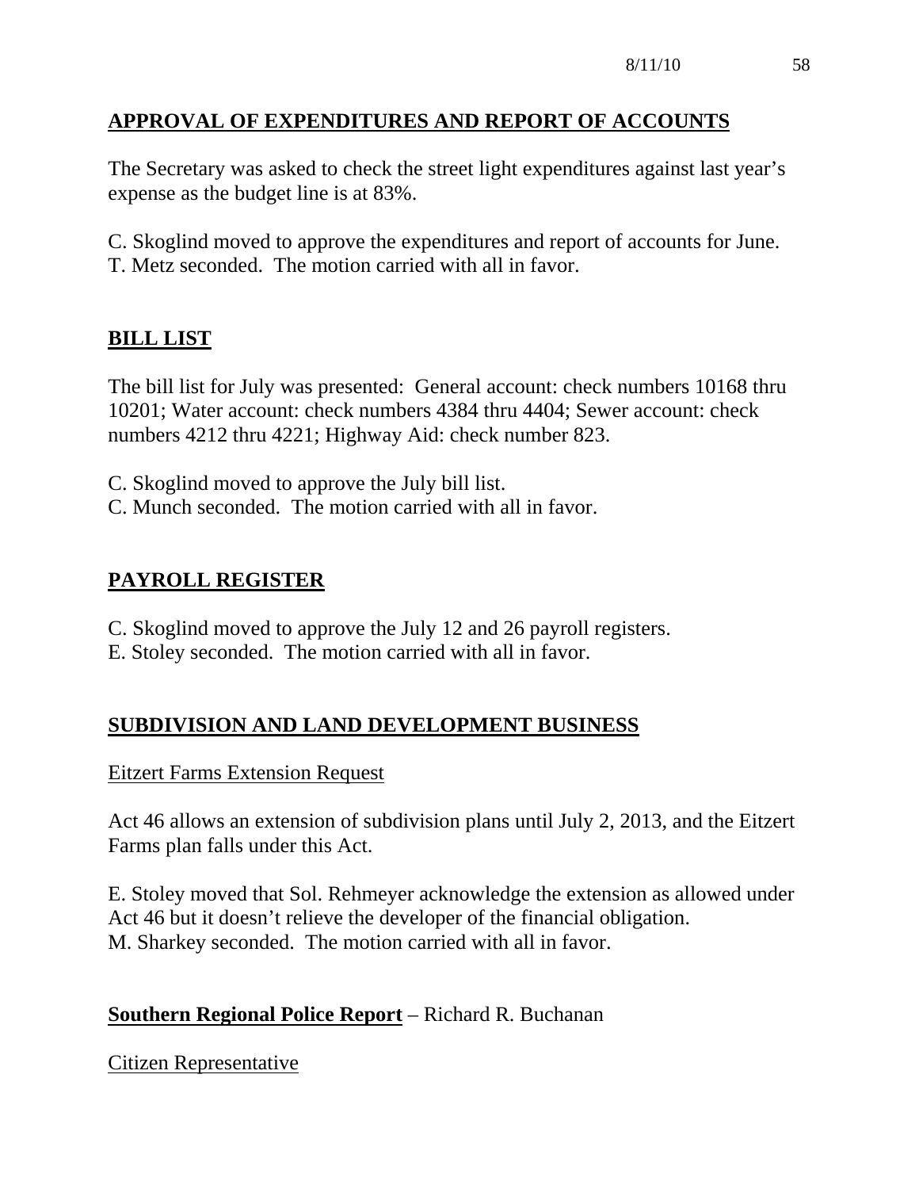## APPROVAL OF EXPENDITURES AND REPORT OF ACCOUNTS

The Secretary was asked to check the street light expenditures against last year's expense as the budget line is at 83%.

C. Skoglind moved to approve the expenditures and report of accounts for June.
T. Metz seconded. The motion carried with all in favor.

## BILL LIST

The bill list for July was presented: General account: check numbers 10168 thru 10201; Water account: check numbers 4384 thru 4404; Sewer account: check numbers 4212 thru 4221; Highway Aid: check number 823.

C. Skoglind moved to approve the July bill list.
C. Munch seconded. The motion carried with all in favor.

## PAYROLL REGISTER

C. Skoglind moved to approve the July 12 and 26 payroll registers.
E. Stoley seconded. The motion carried with all in favor.

## SUBDIVISION AND LAND DEVELOPMENT BUSINESS

Eitzert Farms Extension Request

Act 46 allows an extension of subdivision plans until July 2, 2013, and the Eitzert Farms plan falls under this Act.

E. Stoley moved that Sol. Rehmeyer acknowledge the extension as allowed under Act 46 but it doesn't relieve the developer of the financial obligation.
M. Sharkey seconded. The motion carried with all in favor.

**Southern Regional Police Report** – Richard R. Buchanan

Citizen Representative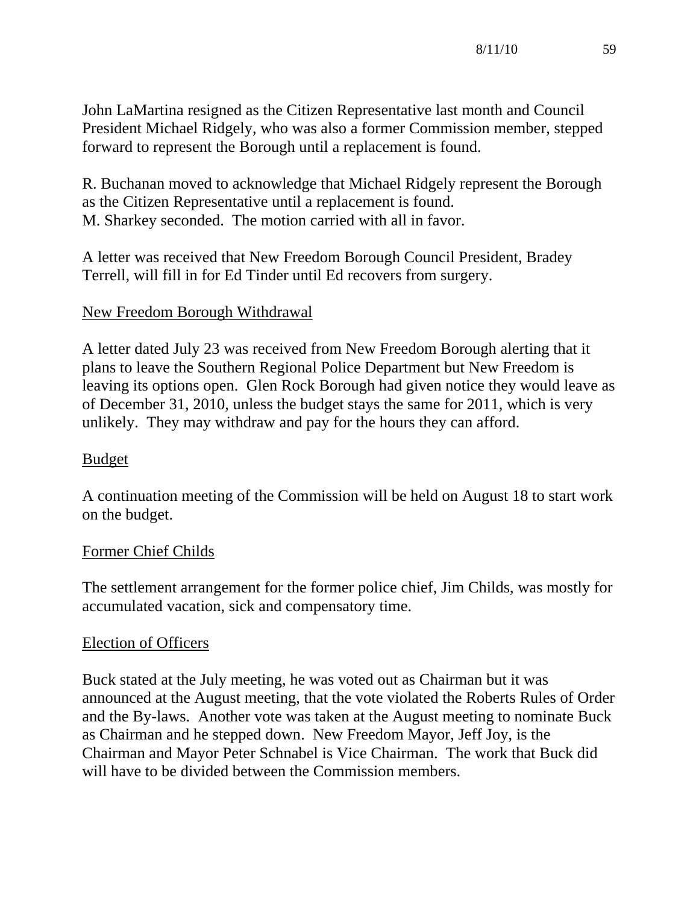John LaMartina resigned as the Citizen Representative last month and Council President Michael Ridgely, who was also a former Commission member, stepped forward to represent the Borough until a replacement is found.

R. Buchanan moved to acknowledge that Michael Ridgely represent the Borough as the Citizen Representative until a replacement is found.
M. Sharkey seconded. The motion carried with all in favor.

A letter was received that New Freedom Borough Council President, Bradey Terrell, will fill in for Ed Tinder until Ed recovers from surgery.

<u>New Freedom Borough Withdrawal</u>

A letter dated July 23 was received from New Freedom Borough alerting that it plans to leave the Southern Regional Police Department but New Freedom is leaving its options open. Glen Rock Borough had given notice they would leave as of December 31, 2010, unless the budget stays the same for 2011, which is very unlikely. They may withdraw and pay for the hours they can afford.

<u>Budget</u>

A continuation meeting of the Commission will be held on August 18 to start work on the budget.

<u>Former Chief Childs</u>

The settlement arrangement for the former police chief, Jim Childs, was mostly for accumulated vacation, sick and compensatory time.

<u>Election of Officers</u>

Buck stated at the July meeting, he was voted out as Chairman but it was announced at the August meeting, that the vote violated the Roberts Rules of Order and the By-laws. Another vote was taken at the August meeting to nominate Buck as Chairman and he stepped down. New Freedom Mayor, Jeff Joy, is the Chairman and Mayor Peter Schnabel is Vice Chairman. The work that Buck did will have to be divided between the Commission members.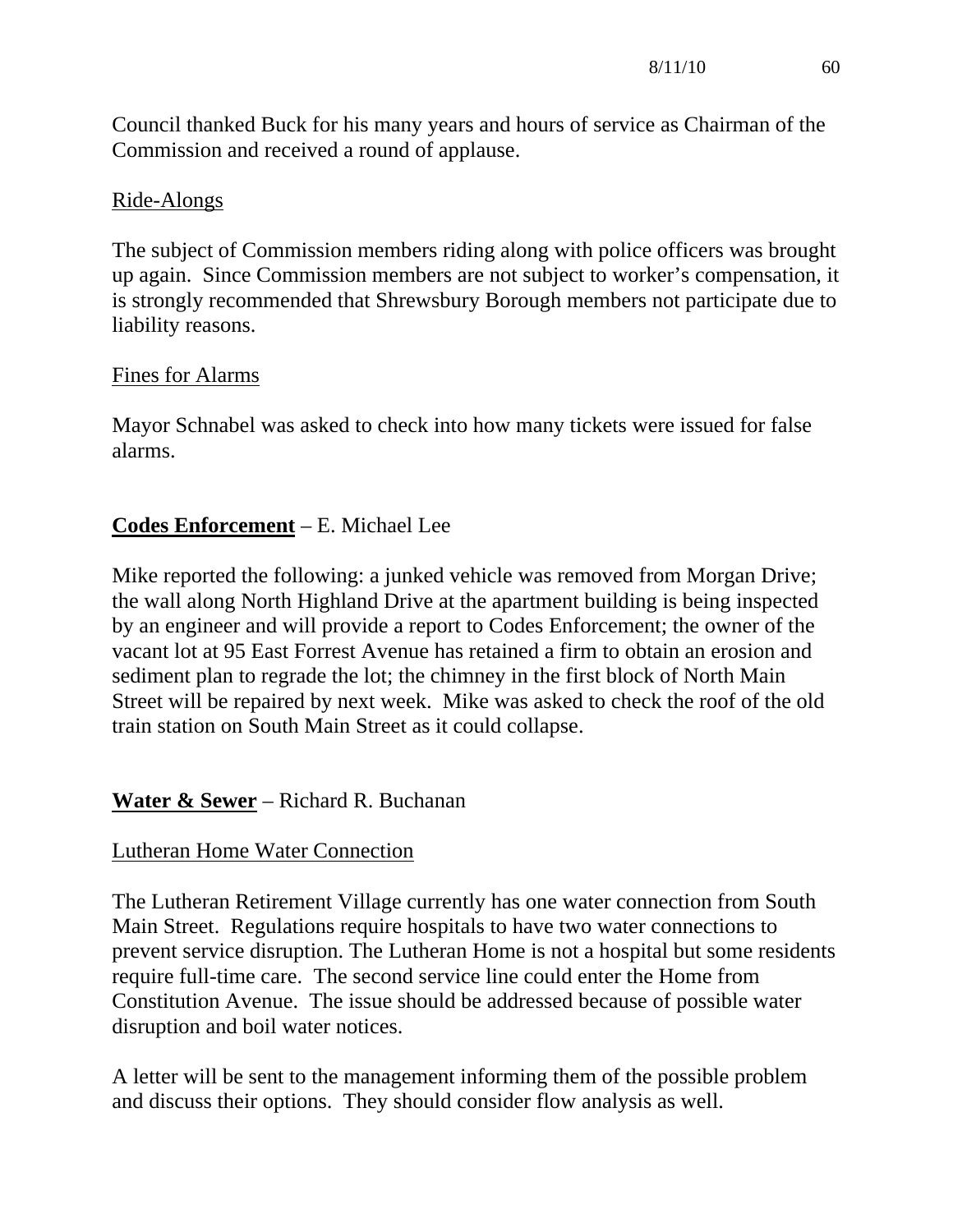Council thanked Buck for his many years and hours of service as Chairman of the Commission and received a round of applause.

Ride-Alongs

The subject of Commission members riding along with police officers was brought up again. Since Commission members are not subject to worker's compensation, it is strongly recommended that Shrewsbury Borough members not participate due to liability reasons.

Fines for Alarms

Mayor Schnabel was asked to check into how many tickets were issued for false alarms.

**Codes Enforcement** – E. Michael Lee

Mike reported the following: a junked vehicle was removed from Morgan Drive; the wall along North Highland Drive at the apartment building is being inspected by an engineer and will provide a report to Codes Enforcement; the owner of the vacant lot at 95 East Forrest Avenue has retained a firm to obtain an erosion and sediment plan to regrade the lot; the chimney in the first block of North Main Street will be repaired by next week. Mike was asked to check the roof of the old train station on South Main Street as it could collapse.

**Water & Sewer** – Richard R. Buchanan

Lutheran Home Water Connection

The Lutheran Retirement Village currently has one water connection from South Main Street. Regulations require hospitals to have two water connections to prevent service disruption. The Lutheran Home is not a hospital but some residents require full-time care. The second service line could enter the Home from Constitution Avenue. The issue should be addressed because of possible water disruption and boil water notices.

A letter will be sent to the management informing them of the possible problem and discuss their options. They should consider flow analysis as well.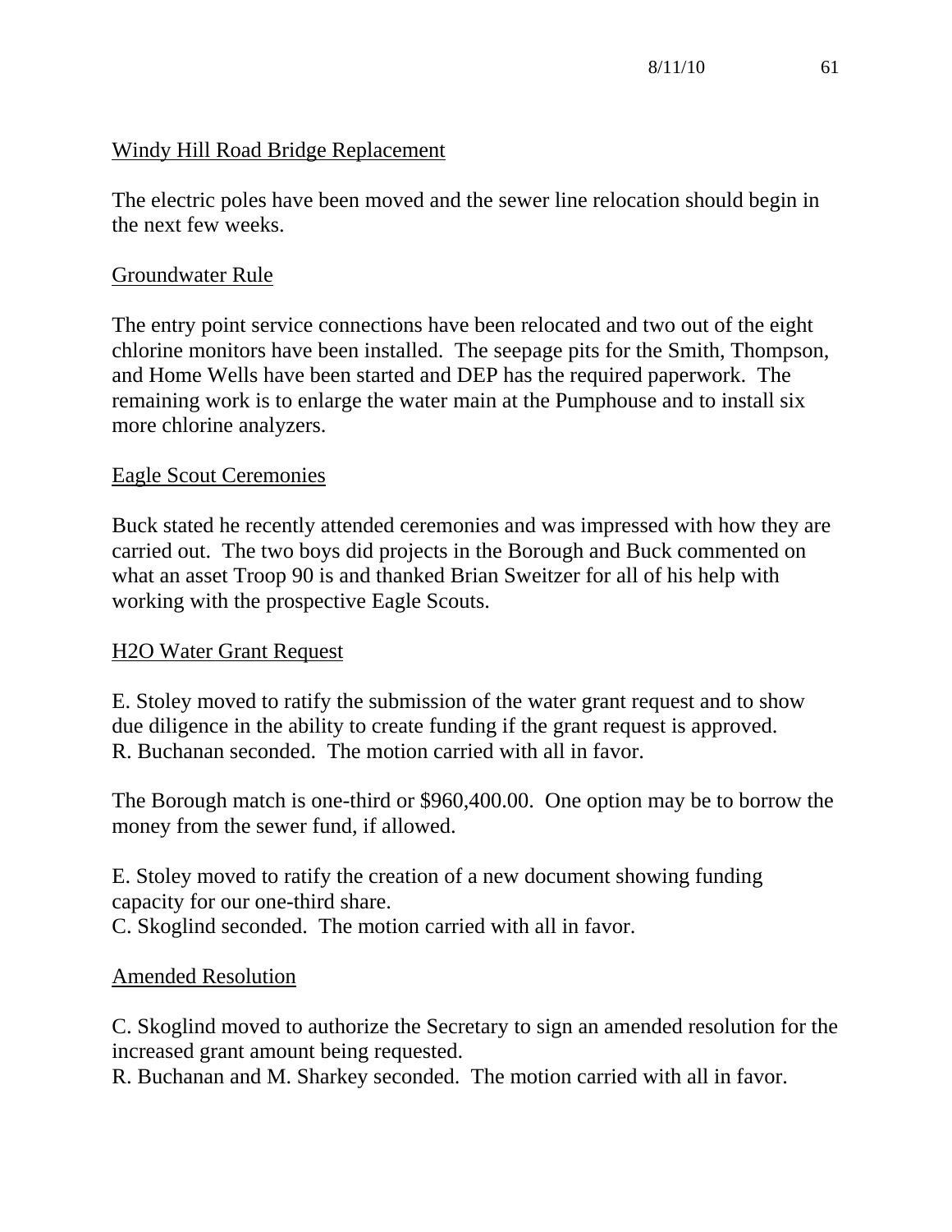Windy Hill Road Bridge Replacement

The electric poles have been moved and the sewer line relocation should begin in the next few weeks.

Groundwater Rule

The entry point service connections have been relocated and two out of the eight chlorine monitors have been installed. The seepage pits for the Smith, Thompson, and Home Wells have been started and DEP has the required paperwork. The remaining work is to enlarge the water main at the Pumphouse and to install six more chlorine analyzers.

Eagle Scout Ceremonies

Buck stated he recently attended ceremonies and was impressed with how they are carried out. The two boys did projects in the Borough and Buck commented on what an asset Troop 90 is and thanked Brian Sweitzer for all of his help with working with the prospective Eagle Scouts.

H2O Water Grant Request

E. Stoley moved to ratify the submission of the water grant request and to show due diligence in the ability to create funding if the grant request is approved.
R. Buchanan seconded. The motion carried with all in favor.

The Borough match is one-third or $960,400.00. One option may be to borrow the money from the sewer fund, if allowed.

E. Stoley moved to ratify the creation of a new document showing funding capacity for our one-third share.
C. Skoglind seconded. The motion carried with all in favor.

Amended Resolution

C. Skoglind moved to authorize the Secretary to sign an amended resolution for the increased grant amount being requested.
R. Buchanan and M. Sharkey seconded. The motion carried with all in favor.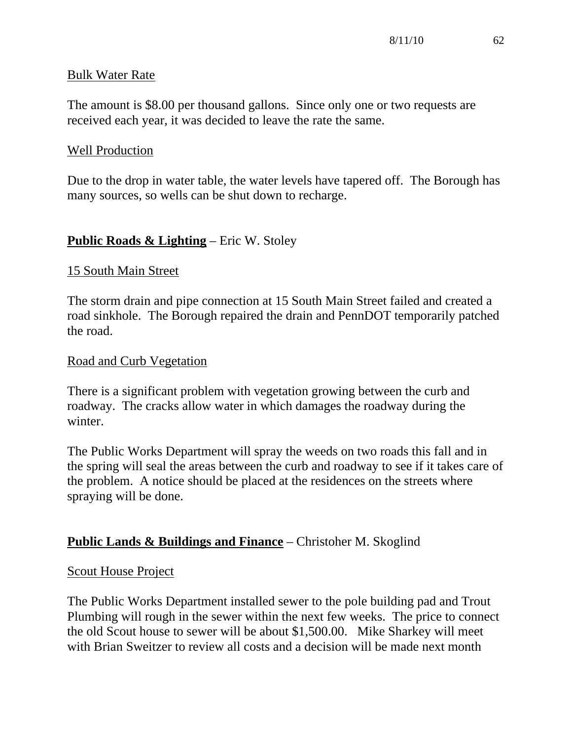Bulk Water Rate

The amount is $8.00 per thousand gallons. Since only one or two requests are received each year, it was decided to leave the rate the same.

Well Production

Due to the drop in water table, the water levels have tapered off. The Borough has many sources, so wells can be shut down to recharge.

**Public Roads & Lighting** – Eric W. Stoley

15 South Main Street

The storm drain and pipe connection at 15 South Main Street failed and created a road sinkhole. The Borough repaired the drain and PennDOT temporarily patched the road.

Road and Curb Vegetation

There is a significant problem with vegetation growing between the curb and roadway. The cracks allow water in which damages the roadway during the winter.

The Public Works Department will spray the weeds on two roads this fall and in the spring will seal the areas between the curb and roadway to see if it takes care of the problem. A notice should be placed at the residences on the streets where spraying will be done.

**Public Lands & Buildings and Finance** – Christoher M. Skoglind

Scout House Project

The Public Works Department installed sewer to the pole building pad and Trout Plumbing will rough in the sewer within the next few weeks. The price to connect the old Scout house to sewer will be about $1,500.00. Mike Sharkey will meet with Brian Sweitzer to review all costs and a decision will be made next month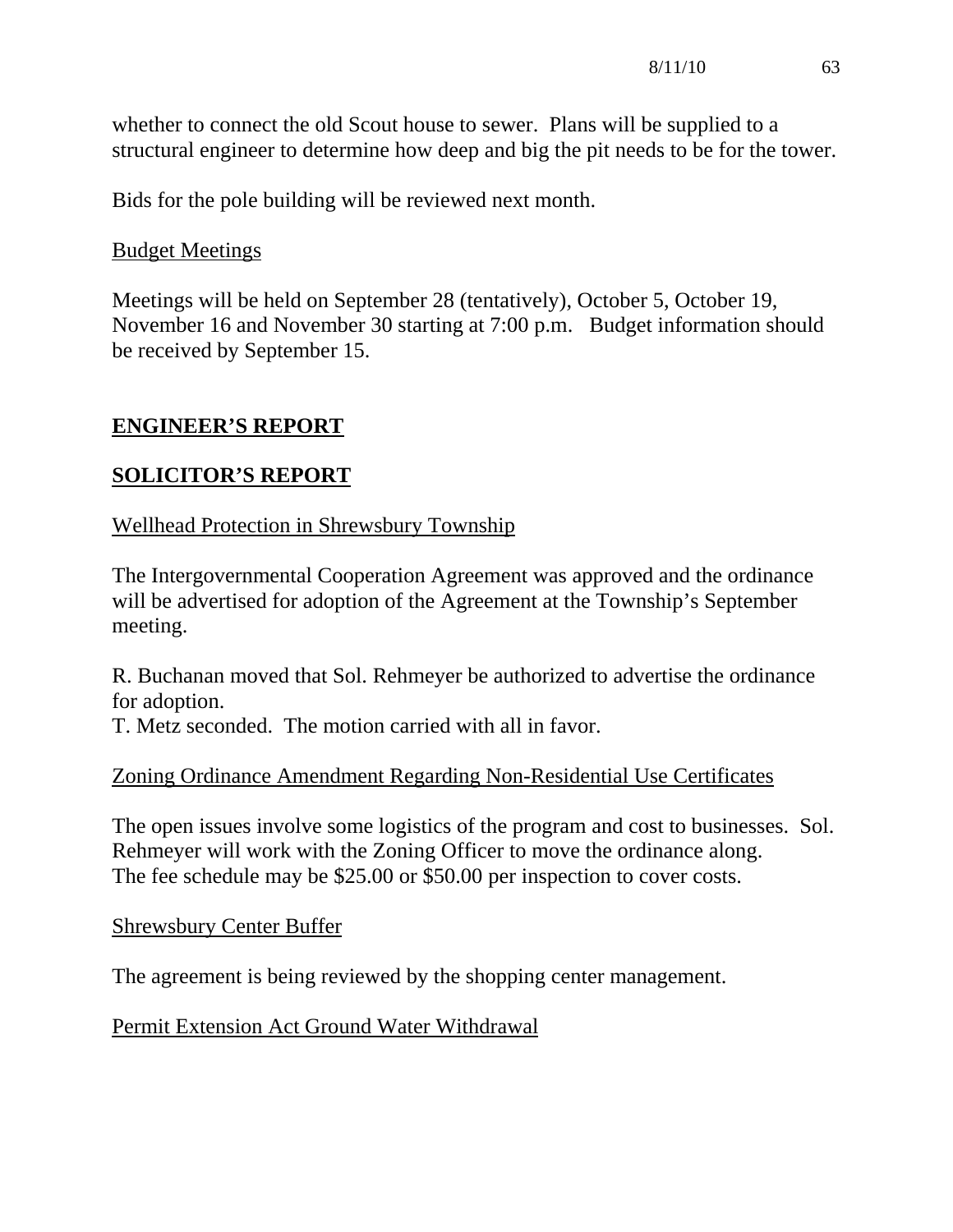whether to connect the old Scout house to sewer. Plans will be supplied to a structural engineer to determine how deep and big the pit needs to be for the tower.

Bids for the pole building will be reviewed next month.

Budget Meetings

Meetings will be held on September 28 (tentatively), October 5, October 19, November 16 and November 30 starting at 7:00 p.m. Budget information should be received by September 15.

## ENGINEER'S REPORT

## SOLICITOR'S REPORT

Wellhead Protection in Shrewsbury Township

The Intergovernmental Cooperation Agreement was approved and the ordinance will be advertised for adoption of the Agreement at the Township's September meeting.

R. Buchanan moved that Sol. Rehmeyer be authorized to advertise the ordinance for adoption.
T. Metz seconded. The motion carried with all in favor.

Zoning Ordinance Amendment Regarding Non-Residential Use Certificates

The open issues involve some logistics of the program and cost to businesses. Sol. Rehmeyer will work with the Zoning Officer to move the ordinance along.
The fee schedule may be $25.00 or $50.00 per inspection to cover costs.

Shrewsbury Center Buffer

The agreement is being reviewed by the shopping center management.

Permit Extension Act Ground Water Withdrawal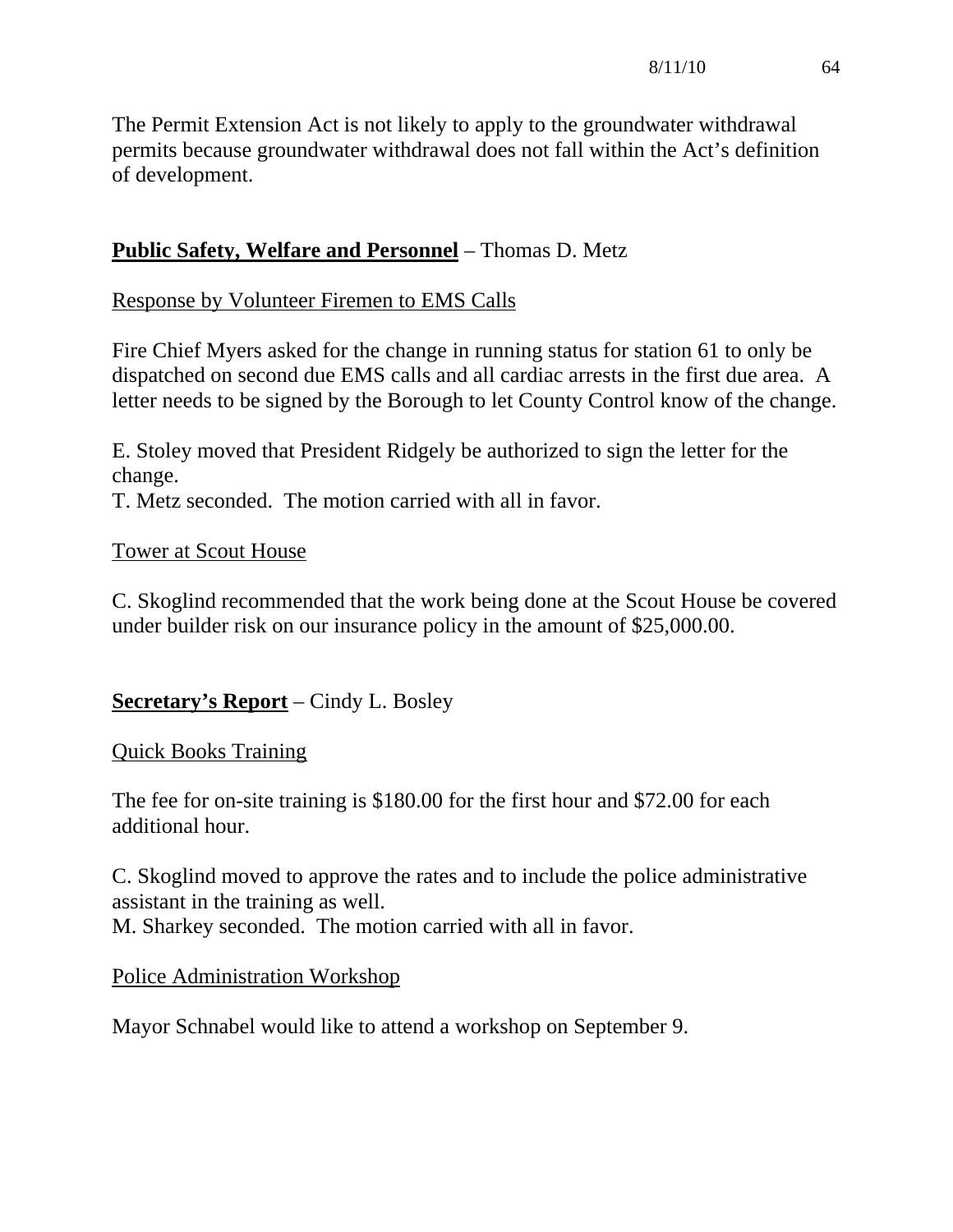The Permit Extension Act is not likely to apply to the groundwater withdrawal permits because groundwater withdrawal does not fall within the Act's definition of development.

**Public Safety, Welfare and Personnel** – Thomas D. Metz

Response by Volunteer Firemen to EMS Calls

Fire Chief Myers asked for the change in running status for station 61 to only be dispatched on second due EMS calls and all cardiac arrests in the first due area. A letter needs to be signed by the Borough to let County Control know of the change.

E. Stoley moved that President Ridgely be authorized to sign the letter for the change.
T. Metz seconded. The motion carried with all in favor.

Tower at Scout House

C. Skoglind recommended that the work being done at the Scout House be covered under builder risk on our insurance policy in the amount of $25,000.00.

**Secretary's Report** – Cindy L. Bosley

Quick Books Training

The fee for on-site training is $180.00 for the first hour and $72.00 for each additional hour.

C. Skoglind moved to approve the rates and to include the police administrative assistant in the training as well.
M. Sharkey seconded. The motion carried with all in favor.

Police Administration Workshop

Mayor Schnabel would like to attend a workshop on September 9.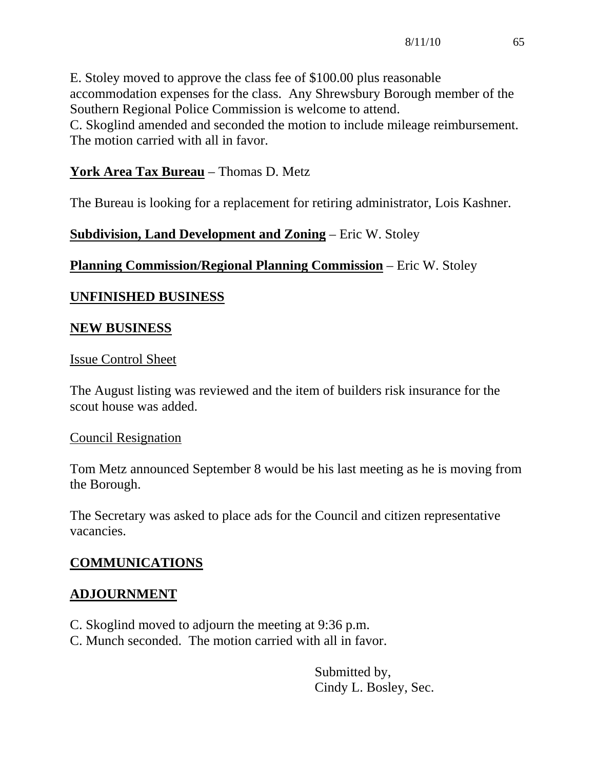E. Stoley moved to approve the class fee of $100.00 plus reasonable accommodation expenses for the class. Any Shrewsbury Borough member of the Southern Regional Police Commission is welcome to attend.
C. Skoglind amended and seconded the motion to include mileage reimbursement. The motion carried with all in favor.

**York Area Tax Bureau** – Thomas D. Metz

The Bureau is looking for a replacement for retiring administrator, Lois Kashner.

**Subdivision, Land Development and Zoning** – Eric W. Stoley

**Planning Commission/Regional Planning Commission** – Eric W. Stoley

## UNFINISHED BUSINESS

## NEW BUSINESS

Issue Control Sheet

The August listing was reviewed and the item of builders risk insurance for the scout house was added.

Council Resignation

Tom Metz announced September 8 would be his last meeting as he is moving from the Borough.

The Secretary was asked to place ads for the Council and citizen representative vacancies.

## COMMUNICATIONS

## ADJOURNMENT

C. Skoglind moved to adjourn the meeting at 9:36 p.m.
C. Munch seconded. The motion carried with all in favor.

Submitted by,
Cindy L. Bosley, Sec.